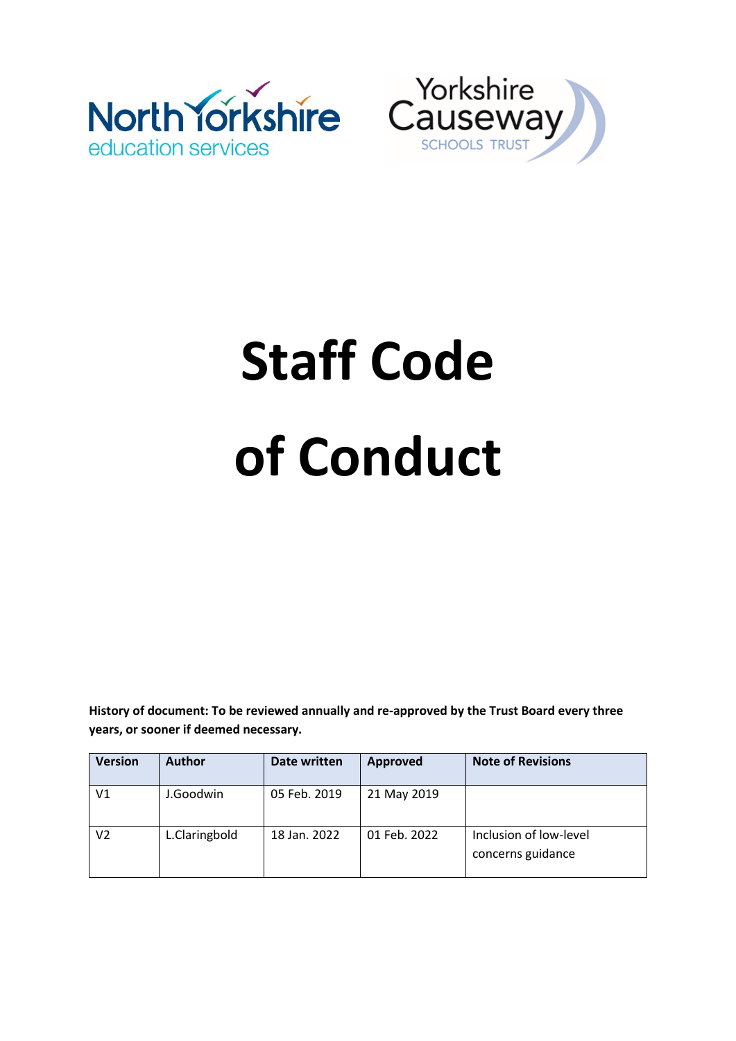North Yorkshire education services

Yorkshire Causeway SCHOOLS TRUST

# Staff Code of Conduct

**History of document: To be reviewed annually and re-approved by the Trust Board every three years, or sooner if deemed necessary.**

| Version | Author | Date written | Approved | Note of Revisions |
|---|---|---|---|---|
| V1 | J.Goodwin | 05 Feb. 2019 | 21 May 2019 | |
| V2 | L.Claringbold | 18 Jan. 2022 | 01 Feb. 2022 | Inclusion of low-level concerns guidance |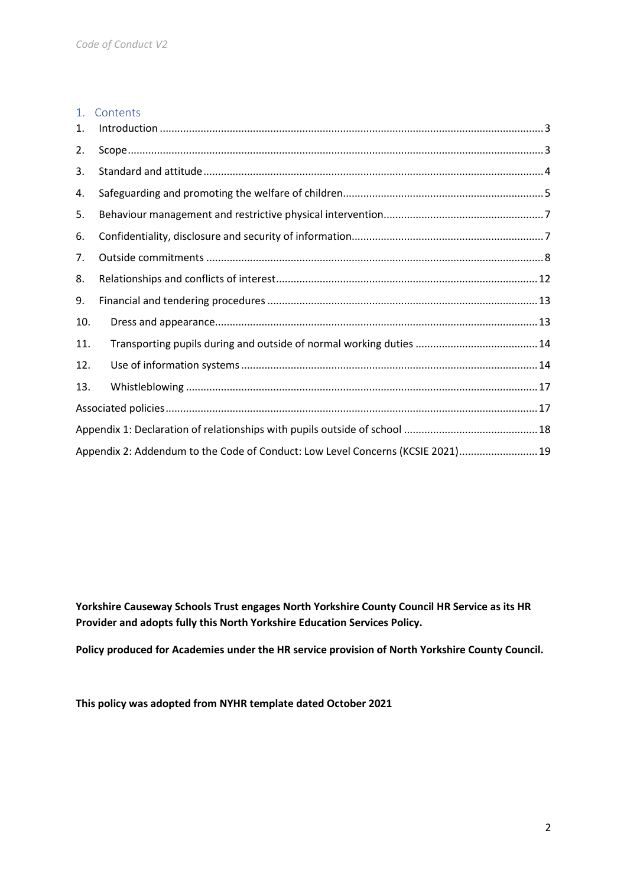## 1. Contents

1. Introduction ..... 3
2. Scope ..... 3
3. Standard and attitude ..... 4
4. Safeguarding and promoting the welfare of children ..... 5
5. Behaviour management and restrictive physical intervention ..... 7
6. Confidentiality, disclosure and security of information ..... 7
7. Outside commitments ..... 8
8. Relationships and conflicts of interest ..... 12
9. Financial and tendering procedures ..... 13
10. Dress and appearance ..... 13
11. Transporting pupils during and outside of normal working duties ..... 14
12. Use of information systems ..... 14
13. Whistleblowing ..... 17

Associated policies ..... 17

Appendix 1: Declaration of relationships with pupils outside of school ..... 18

Appendix 2: Addendum to the Code of Conduct: Low Level Concerns (KCSIE 2021) ..... 19

**Yorkshire Causeway Schools Trust engages North Yorkshire County Council HR Service as its HR Provider and adopts fully this North Yorkshire Education Services Policy.**

**Policy produced for Academies under the HR service provision of North Yorkshire County Council.**

**This policy was adopted from NYHR template dated October 2021**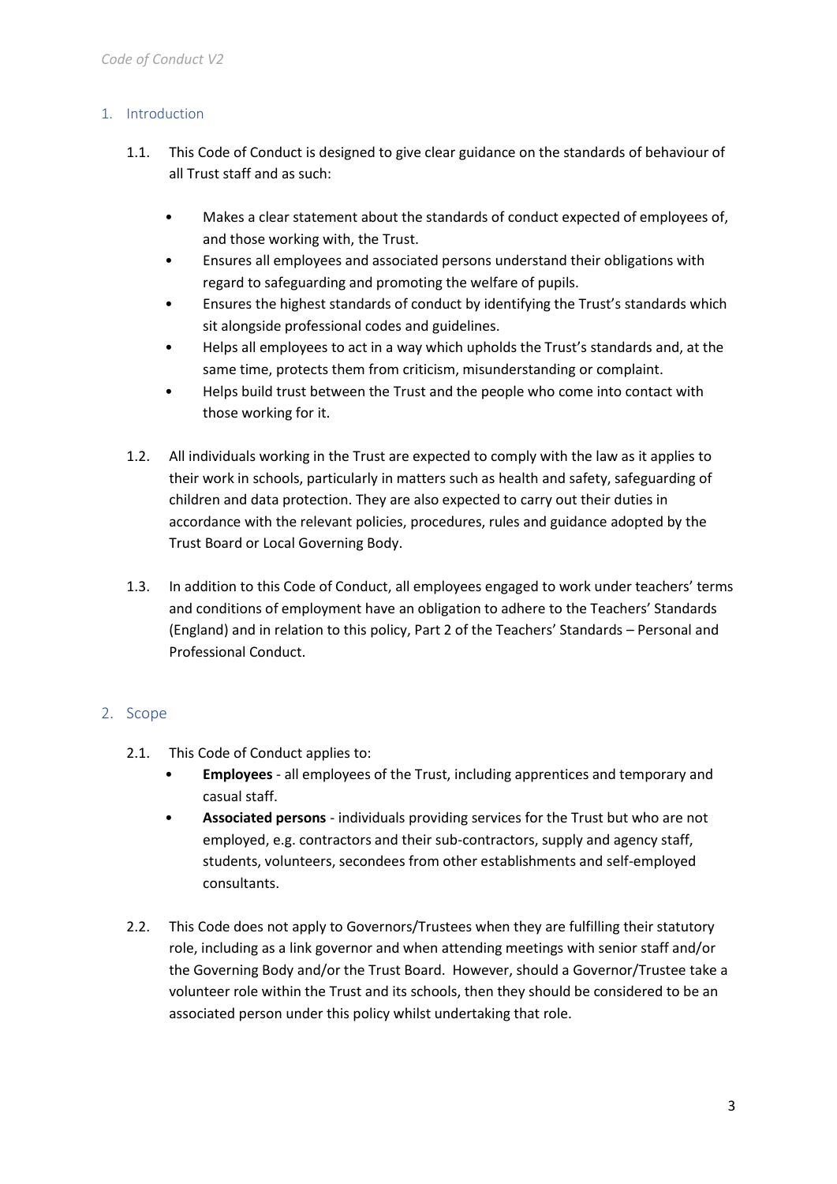## 1. Introduction

1.1. This Code of Conduct is designed to give clear guidance on the standards of behaviour of all Trust staff and as such:

- Makes a clear statement about the standards of conduct expected of employees of, and those working with, the Trust.
- Ensures all employees and associated persons understand their obligations with regard to safeguarding and promoting the welfare of pupils.
- Ensures the highest standards of conduct by identifying the Trust's standards which sit alongside professional codes and guidelines.
- Helps all employees to act in a way which upholds the Trust's standards and, at the same time, protects them from criticism, misunderstanding or complaint.
- Helps build trust between the Trust and the people who come into contact with those working for it.

1.2. All individuals working in the Trust are expected to comply with the law as it applies to their work in schools, particularly in matters such as health and safety, safeguarding of children and data protection. They are also expected to carry out their duties in accordance with the relevant policies, procedures, rules and guidance adopted by the Trust Board or Local Governing Body.

1.3. In addition to this Code of Conduct, all employees engaged to work under teachers' terms and conditions of employment have an obligation to adhere to the Teachers' Standards (England) and in relation to this policy, Part 2 of the Teachers' Standards – Personal and Professional Conduct.

## 2. Scope

2.1. This Code of Conduct applies to:

- **Employees** - all employees of the Trust, including apprentices and temporary and casual staff.
- **Associated persons** - individuals providing services for the Trust but who are not employed, e.g. contractors and their sub-contractors, supply and agency staff, students, volunteers, secondees from other establishments and self-employed consultants.

2.2. This Code does not apply to Governors/Trustees when they are fulfilling their statutory role, including as a link governor and when attending meetings with senior staff and/or the Governing Body and/or the Trust Board. However, should a Governor/Trustee take a volunteer role within the Trust and its schools, then they should be considered to be an associated person under this policy whilst undertaking that role.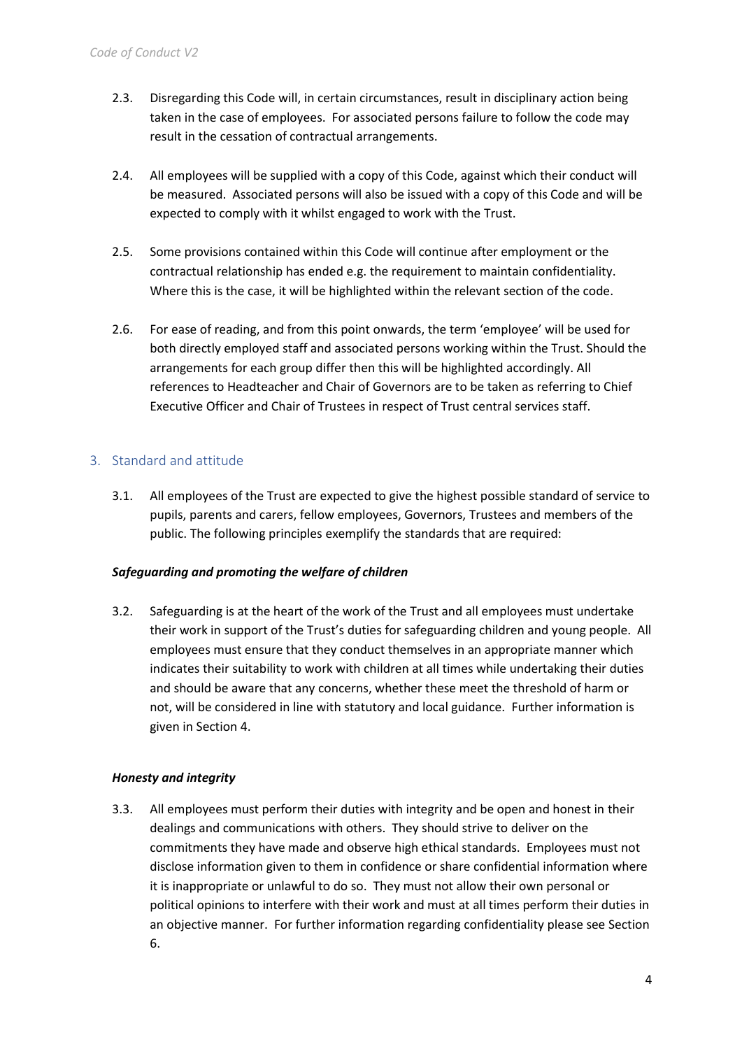2.3. Disregarding this Code will, in certain circumstances, result in disciplinary action being taken in the case of employees. For associated persons failure to follow the code may result in the cessation of contractual arrangements.

2.4. All employees will be supplied with a copy of this Code, against which their conduct will be measured. Associated persons will also be issued with a copy of this Code and will be expected to comply with it whilst engaged to work with the Trust.

2.5. Some provisions contained within this Code will continue after employment or the contractual relationship has ended e.g. the requirement to maintain confidentiality. Where this is the case, it will be highlighted within the relevant section of the code.

2.6. For ease of reading, and from this point onwards, the term 'employee' will be used for both directly employed staff and associated persons working within the Trust. Should the arrangements for each group differ then this will be highlighted accordingly. All references to Headteacher and Chair of Governors are to be taken as referring to Chief Executive Officer and Chair of Trustees in respect of Trust central services staff.

## 3. Standard and attitude

3.1. All employees of the Trust are expected to give the highest possible standard of service to pupils, parents and carers, fellow employees, Governors, Trustees and members of the public. The following principles exemplify the standards that are required:

***Safeguarding and promoting the welfare of children***

3.2. Safeguarding is at the heart of the work of the Trust and all employees must undertake their work in support of the Trust's duties for safeguarding children and young people. All employees must ensure that they conduct themselves in an appropriate manner which indicates their suitability to work with children at all times while undertaking their duties and should be aware that any concerns, whether these meet the threshold of harm or not, will be considered in line with statutory and local guidance. Further information is given in Section 4.

***Honesty and integrity***

3.3. All employees must perform their duties with integrity and be open and honest in their dealings and communications with others. They should strive to deliver on the commitments they have made and observe high ethical standards. Employees must not disclose information given to them in confidence or share confidential information where it is inappropriate or unlawful to do so. They must not allow their own personal or political opinions to interfere with their work and must at all times perform their duties in an objective manner. For further information regarding confidentiality please see Section 6.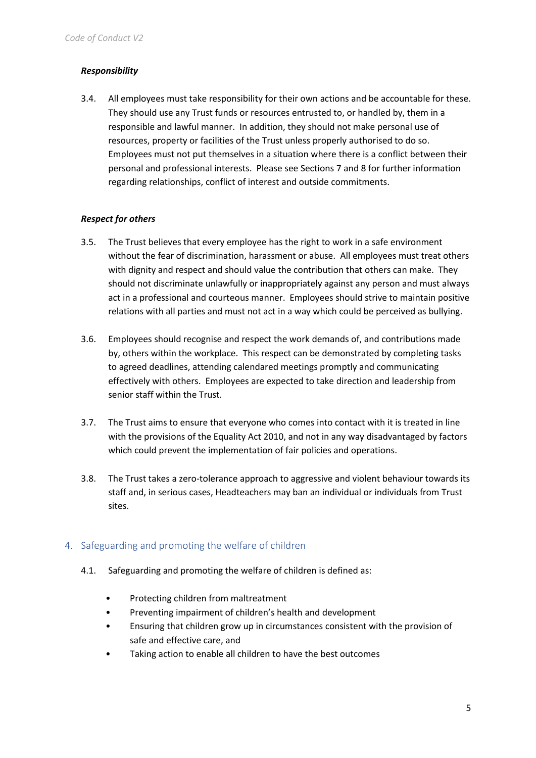***Responsibility***

3.4. All employees must take responsibility for their own actions and be accountable for these. They should use any Trust funds or resources entrusted to, or handled by, them in a responsible and lawful manner. In addition, they should not make personal use of resources, property or facilities of the Trust unless properly authorised to do so. Employees must not put themselves in a situation where there is a conflict between their personal and professional interests. Please see Sections 7 and 8 for further information regarding relationships, conflict of interest and outside commitments.

***Respect for others***

3.5. The Trust believes that every employee has the right to work in a safe environment without the fear of discrimination, harassment or abuse. All employees must treat others with dignity and respect and should value the contribution that others can make. They should not discriminate unlawfully or inappropriately against any person and must always act in a professional and courteous manner. Employees should strive to maintain positive relations with all parties and must not act in a way which could be perceived as bullying.

3.6. Employees should recognise and respect the work demands of, and contributions made by, others within the workplace. This respect can be demonstrated by completing tasks to agreed deadlines, attending calendared meetings promptly and communicating effectively with others. Employees are expected to take direction and leadership from senior staff within the Trust.

3.7. The Trust aims to ensure that everyone who comes into contact with it is treated in line with the provisions of the Equality Act 2010, and not in any way disadvantaged by factors which could prevent the implementation of fair policies and operations.

3.8. The Trust takes a zero-tolerance approach to aggressive and violent behaviour towards its staff and, in serious cases, Headteachers may ban an individual or individuals from Trust sites.

## 4. Safeguarding and promoting the welfare of children

4.1. Safeguarding and promoting the welfare of children is defined as:

- Protecting children from maltreatment
- Preventing impairment of children's health and development
- Ensuring that children grow up in circumstances consistent with the provision of safe and effective care, and
- Taking action to enable all children to have the best outcomes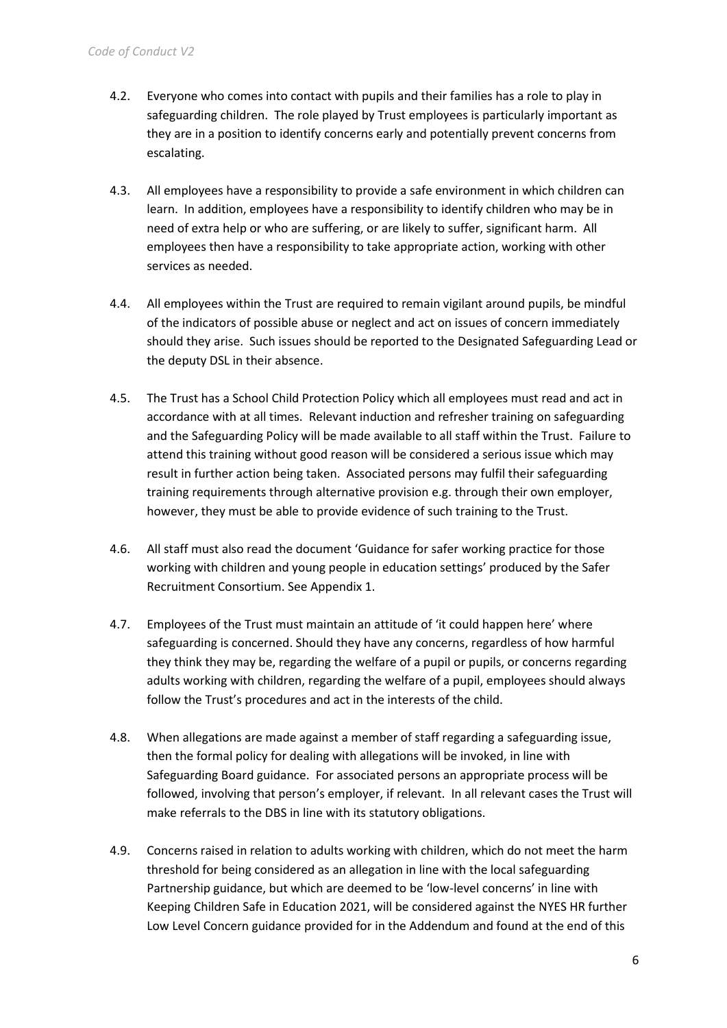4.2. Everyone who comes into contact with pupils and their families has a role to play in safeguarding children. The role played by Trust employees is particularly important as they are in a position to identify concerns early and potentially prevent concerns from escalating.

4.3. All employees have a responsibility to provide a safe environment in which children can learn. In addition, employees have a responsibility to identify children who may be in need of extra help or who are suffering, or are likely to suffer, significant harm. All employees then have a responsibility to take appropriate action, working with other services as needed.

4.4. All employees within the Trust are required to remain vigilant around pupils, be mindful of the indicators of possible abuse or neglect and act on issues of concern immediately should they arise. Such issues should be reported to the Designated Safeguarding Lead or the deputy DSL in their absence.

4.5. The Trust has a School Child Protection Policy which all employees must read and act in accordance with at all times. Relevant induction and refresher training on safeguarding and the Safeguarding Policy will be made available to all staff within the Trust. Failure to attend this training without good reason will be considered a serious issue which may result in further action being taken. Associated persons may fulfil their safeguarding training requirements through alternative provision e.g. through their own employer, however, they must be able to provide evidence of such training to the Trust.

4.6. All staff must also read the document 'Guidance for safer working practice for those working with children and young people in education settings' produced by the Safer Recruitment Consortium. See Appendix 1.

4.7. Employees of the Trust must maintain an attitude of 'it could happen here' where safeguarding is concerned. Should they have any concerns, regardless of how harmful they think they may be, regarding the welfare of a pupil or pupils, or concerns regarding adults working with children, regarding the welfare of a pupil, employees should always follow the Trust's procedures and act in the interests of the child.

4.8. When allegations are made against a member of staff regarding a safeguarding issue, then the formal policy for dealing with allegations will be invoked, in line with Safeguarding Board guidance. For associated persons an appropriate process will be followed, involving that person's employer, if relevant. In all relevant cases the Trust will make referrals to the DBS in line with its statutory obligations.

4.9. Concerns raised in relation to adults working with children, which do not meet the harm threshold for being considered as an allegation in line with the local safeguarding Partnership guidance, but which are deemed to be 'low-level concerns' in line with Keeping Children Safe in Education 2021, will be considered against the NYES HR further Low Level Concern guidance provided for in the Addendum and found at the end of this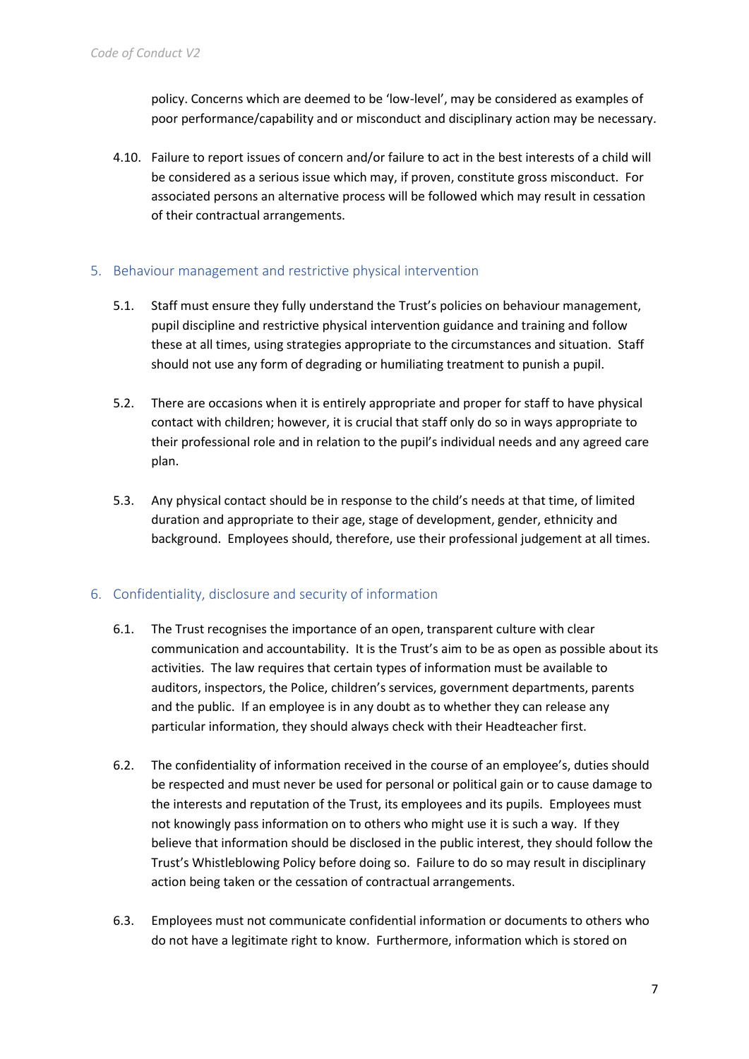policy. Concerns which are deemed to be 'low-level', may be considered as examples of poor performance/capability and or misconduct and disciplinary action may be necessary.

4.10. Failure to report issues of concern and/or failure to act in the best interests of a child will be considered as a serious issue which may, if proven, constitute gross misconduct. For associated persons an alternative process will be followed which may result in cessation of their contractual arrangements.

## 5. Behaviour management and restrictive physical intervention

5.1. Staff must ensure they fully understand the Trust's policies on behaviour management, pupil discipline and restrictive physical intervention guidance and training and follow these at all times, using strategies appropriate to the circumstances and situation. Staff should not use any form of degrading or humiliating treatment to punish a pupil.

5.2. There are occasions when it is entirely appropriate and proper for staff to have physical contact with children; however, it is crucial that staff only do so in ways appropriate to their professional role and in relation to the pupil's individual needs and any agreed care plan.

5.3. Any physical contact should be in response to the child's needs at that time, of limited duration and appropriate to their age, stage of development, gender, ethnicity and background. Employees should, therefore, use their professional judgement at all times.

## 6. Confidentiality, disclosure and security of information

6.1. The Trust recognises the importance of an open, transparent culture with clear communication and accountability. It is the Trust's aim to be as open as possible about its activities. The law requires that certain types of information must be available to auditors, inspectors, the Police, children's services, government departments, parents and the public. If an employee is in any doubt as to whether they can release any particular information, they should always check with their Headteacher first.

6.2. The confidentiality of information received in the course of an employee's, duties should be respected and must never be used for personal or political gain or to cause damage to the interests and reputation of the Trust, its employees and its pupils. Employees must not knowingly pass information on to others who might use it is such a way. If they believe that information should be disclosed in the public interest, they should follow the Trust's Whistleblowing Policy before doing so. Failure to do so may result in disciplinary action being taken or the cessation of contractual arrangements.

6.3. Employees must not communicate confidential information or documents to others who do not have a legitimate right to know. Furthermore, information which is stored on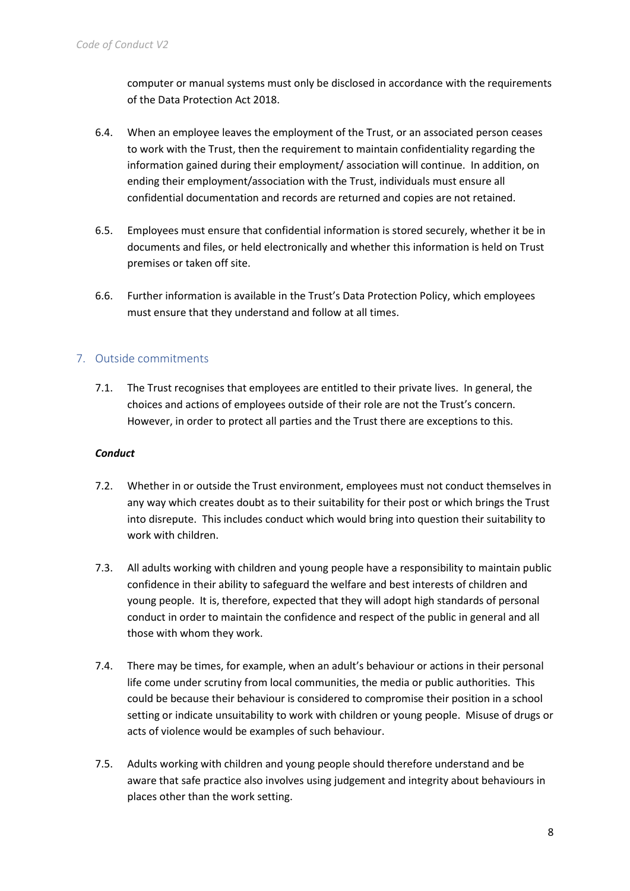computer or manual systems must only be disclosed in accordance with the requirements of the Data Protection Act 2018.

6.4. When an employee leaves the employment of the Trust, or an associated person ceases to work with the Trust, then the requirement to maintain confidentiality regarding the information gained during their employment/ association will continue. In addition, on ending their employment/association with the Trust, individuals must ensure all confidential documentation and records are returned and copies are not retained.

6.5. Employees must ensure that confidential information is stored securely, whether it be in documents and files, or held electronically and whether this information is held on Trust premises or taken off site.

6.6. Further information is available in the Trust's Data Protection Policy, which employees must ensure that they understand and follow at all times.

## 7. Outside commitments

7.1. The Trust recognises that employees are entitled to their private lives. In general, the choices and actions of employees outside of their role are not the Trust's concern. However, in order to protect all parties and the Trust there are exceptions to this.

***Conduct***

7.2. Whether in or outside the Trust environment, employees must not conduct themselves in any way which creates doubt as to their suitability for their post or which brings the Trust into disrepute. This includes conduct which would bring into question their suitability to work with children.

7.3. All adults working with children and young people have a responsibility to maintain public confidence in their ability to safeguard the welfare and best interests of children and young people. It is, therefore, expected that they will adopt high standards of personal conduct in order to maintain the confidence and respect of the public in general and all those with whom they work.

7.4. There may be times, for example, when an adult's behaviour or actions in their personal life come under scrutiny from local communities, the media or public authorities. This could be because their behaviour is considered to compromise their position in a school setting or indicate unsuitability to work with children or young people. Misuse of drugs or acts of violence would be examples of such behaviour.

7.5. Adults working with children and young people should therefore understand and be aware that safe practice also involves using judgement and integrity about behaviours in places other than the work setting.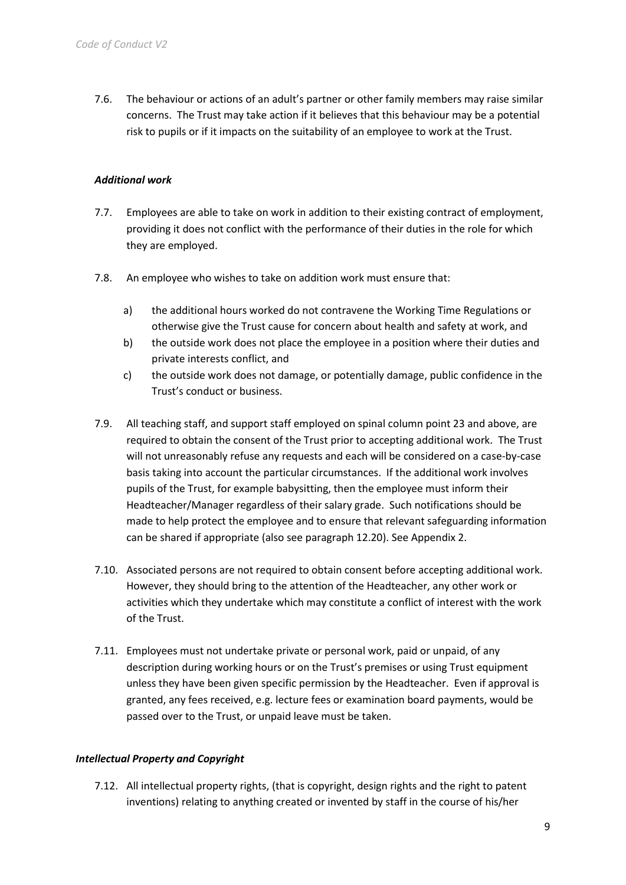7.6. The behaviour or actions of an adult's partner or other family members may raise similar concerns. The Trust may take action if it believes that this behaviour may be a potential risk to pupils or if it impacts on the suitability of an employee to work at the Trust.

***Additional work***

7.7. Employees are able to take on work in addition to their existing contract of employment, providing it does not conflict with the performance of their duties in the role for which they are employed.

7.8. An employee who wishes to take on addition work must ensure that:

a) the additional hours worked do not contravene the Working Time Regulations or otherwise give the Trust cause for concern about health and safety at work, and
b) the outside work does not place the employee in a position where their duties and private interests conflict, and
c) the outside work does not damage, or potentially damage, public confidence in the Trust's conduct or business.

7.9. All teaching staff, and support staff employed on spinal column point 23 and above, are required to obtain the consent of the Trust prior to accepting additional work. The Trust will not unreasonably refuse any requests and each will be considered on a case-by-case basis taking into account the particular circumstances. If the additional work involves pupils of the Trust, for example babysitting, then the employee must inform their Headteacher/Manager regardless of their salary grade. Such notifications should be made to help protect the employee and to ensure that relevant safeguarding information can be shared if appropriate (also see paragraph 12.20). See Appendix 2.

7.10. Associated persons are not required to obtain consent before accepting additional work. However, they should bring to the attention of the Headteacher, any other work or activities which they undertake which may constitute a conflict of interest with the work of the Trust.

7.11. Employees must not undertake private or personal work, paid or unpaid, of any description during working hours or on the Trust's premises or using Trust equipment unless they have been given specific permission by the Headteacher. Even if approval is granted, any fees received, e.g. lecture fees or examination board payments, would be passed over to the Trust, or unpaid leave must be taken.

***Intellectual Property and Copyright***

7.12. All intellectual property rights, (that is copyright, design rights and the right to patent inventions) relating to anything created or invented by staff in the course of his/her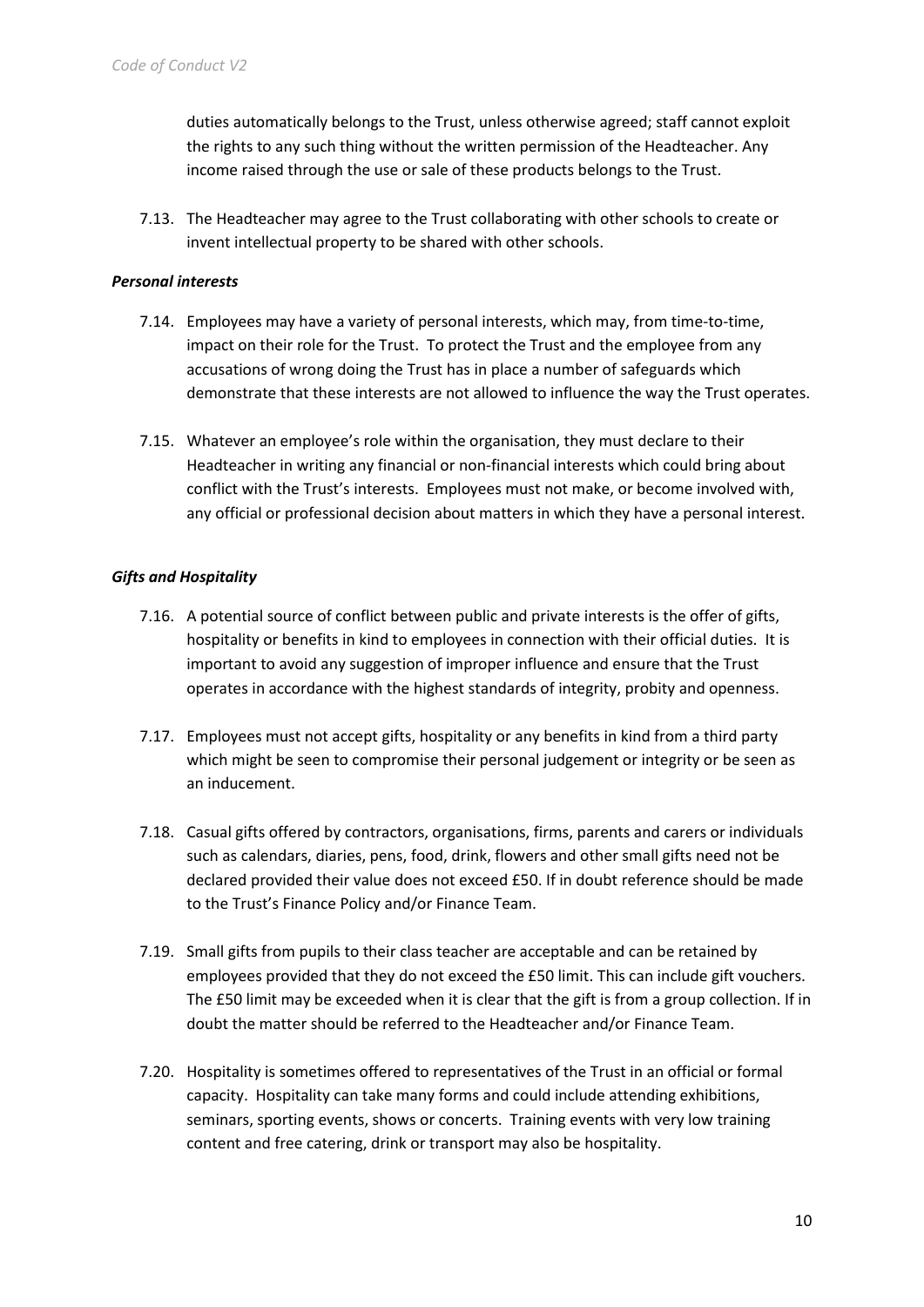duties automatically belongs to the Trust, unless otherwise agreed; staff cannot exploit the rights to any such thing without the written permission of the Headteacher. Any income raised through the use or sale of these products belongs to the Trust.

7.13. The Headteacher may agree to the Trust collaborating with other schools to create or invent intellectual property to be shared with other schools.

***Personal interests***

7.14. Employees may have a variety of personal interests, which may, from time-to-time, impact on their role for the Trust. To protect the Trust and the employee from any accusations of wrong doing the Trust has in place a number of safeguards which demonstrate that these interests are not allowed to influence the way the Trust operates.

7.15. Whatever an employee's role within the organisation, they must declare to their Headteacher in writing any financial or non-financial interests which could bring about conflict with the Trust's interests. Employees must not make, or become involved with, any official or professional decision about matters in which they have a personal interest.

***Gifts and Hospitality***

7.16. A potential source of conflict between public and private interests is the offer of gifts, hospitality or benefits in kind to employees in connection with their official duties. It is important to avoid any suggestion of improper influence and ensure that the Trust operates in accordance with the highest standards of integrity, probity and openness.

7.17. Employees must not accept gifts, hospitality or any benefits in kind from a third party which might be seen to compromise their personal judgement or integrity or be seen as an inducement.

7.18. Casual gifts offered by contractors, organisations, firms, parents and carers or individuals such as calendars, diaries, pens, food, drink, flowers and other small gifts need not be declared provided their value does not exceed £50. If in doubt reference should be made to the Trust's Finance Policy and/or Finance Team.

7.19. Small gifts from pupils to their class teacher are acceptable and can be retained by employees provided that they do not exceed the £50 limit. This can include gift vouchers. The £50 limit may be exceeded when it is clear that the gift is from a group collection. If in doubt the matter should be referred to the Headteacher and/or Finance Team.

7.20. Hospitality is sometimes offered to representatives of the Trust in an official or formal capacity. Hospitality can take many forms and could include attending exhibitions, seminars, sporting events, shows or concerts. Training events with very low training content and free catering, drink or transport may also be hospitality.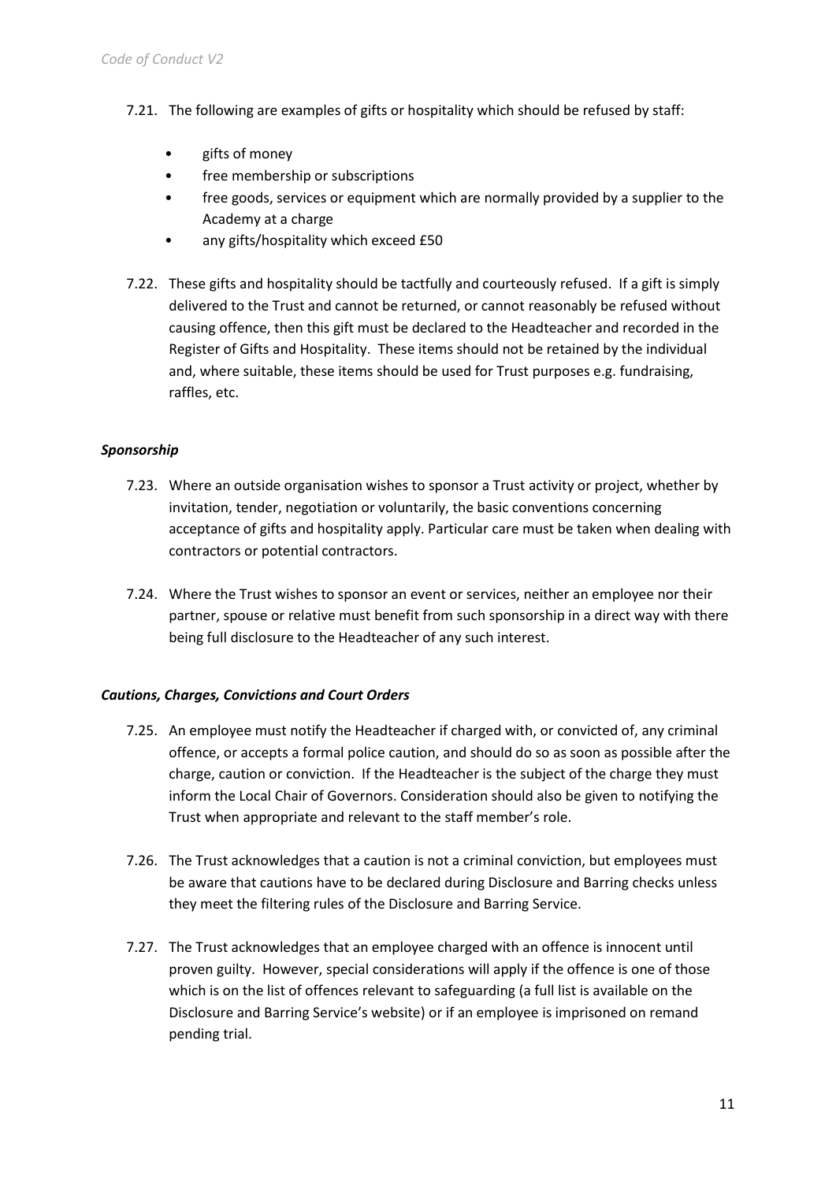7.21. The following are examples of gifts or hospitality which should be refused by staff:

- gifts of money
- free membership or subscriptions
- free goods, services or equipment which are normally provided by a supplier to the Academy at a charge
- any gifts/hospitality which exceed £50

7.22. These gifts and hospitality should be tactfully and courteously refused. If a gift is simply delivered to the Trust and cannot be returned, or cannot reasonably be refused without causing offence, then this gift must be declared to the Headteacher and recorded in the Register of Gifts and Hospitality. These items should not be retained by the individual and, where suitable, these items should be used for Trust purposes e.g. fundraising, raffles, etc.

***Sponsorship***

7.23. Where an outside organisation wishes to sponsor a Trust activity or project, whether by invitation, tender, negotiation or voluntarily, the basic conventions concerning acceptance of gifts and hospitality apply. Particular care must be taken when dealing with contractors or potential contractors.

7.24. Where the Trust wishes to sponsor an event or services, neither an employee nor their partner, spouse or relative must benefit from such sponsorship in a direct way with there being full disclosure to the Headteacher of any such interest.

***Cautions, Charges, Convictions and Court Orders***

7.25. An employee must notify the Headteacher if charged with, or convicted of, any criminal offence, or accepts a formal police caution, and should do so as soon as possible after the charge, caution or conviction. If the Headteacher is the subject of the charge they must inform the Local Chair of Governors. Consideration should also be given to notifying the Trust when appropriate and relevant to the staff member's role.

7.26. The Trust acknowledges that a caution is not a criminal conviction, but employees must be aware that cautions have to be declared during Disclosure and Barring checks unless they meet the filtering rules of the Disclosure and Barring Service.

7.27. The Trust acknowledges that an employee charged with an offence is innocent until proven guilty. However, special considerations will apply if the offence is one of those which is on the list of offences relevant to safeguarding (a full list is available on the Disclosure and Barring Service's website) or if an employee is imprisoned on remand pending trial.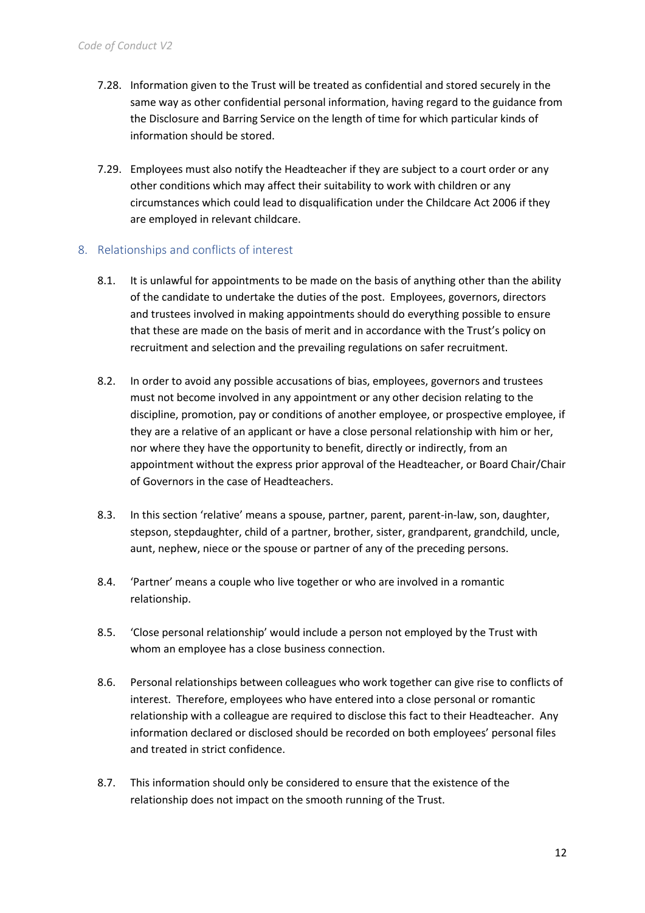7.28. Information given to the Trust will be treated as confidential and stored securely in the same way as other confidential personal information, having regard to the guidance from the Disclosure and Barring Service on the length of time for which particular kinds of information should be stored.

7.29. Employees must also notify the Headteacher if they are subject to a court order or any other conditions which may affect their suitability to work with children or any circumstances which could lead to disqualification under the Childcare Act 2006 if they are employed in relevant childcare.

## 8. Relationships and conflicts of interest

8.1. It is unlawful for appointments to be made on the basis of anything other than the ability of the candidate to undertake the duties of the post. Employees, governors, directors and trustees involved in making appointments should do everything possible to ensure that these are made on the basis of merit and in accordance with the Trust's policy on recruitment and selection and the prevailing regulations on safer recruitment.

8.2. In order to avoid any possible accusations of bias, employees, governors and trustees must not become involved in any appointment or any other decision relating to the discipline, promotion, pay or conditions of another employee, or prospective employee, if they are a relative of an applicant or have a close personal relationship with him or her, nor where they have the opportunity to benefit, directly or indirectly, from an appointment without the express prior approval of the Headteacher, or Board Chair/Chair of Governors in the case of Headteachers.

8.3. In this section 'relative' means a spouse, partner, parent, parent-in-law, son, daughter, stepson, stepdaughter, child of a partner, brother, sister, grandparent, grandchild, uncle, aunt, nephew, niece or the spouse or partner of any of the preceding persons.

8.4. 'Partner' means a couple who live together or who are involved in a romantic relationship.

8.5. 'Close personal relationship' would include a person not employed by the Trust with whom an employee has a close business connection.

8.6. Personal relationships between colleagues who work together can give rise to conflicts of interest. Therefore, employees who have entered into a close personal or romantic relationship with a colleague are required to disclose this fact to their Headteacher. Any information declared or disclosed should be recorded on both employees' personal files and treated in strict confidence.

8.7. This information should only be considered to ensure that the existence of the relationship does not impact on the smooth running of the Trust.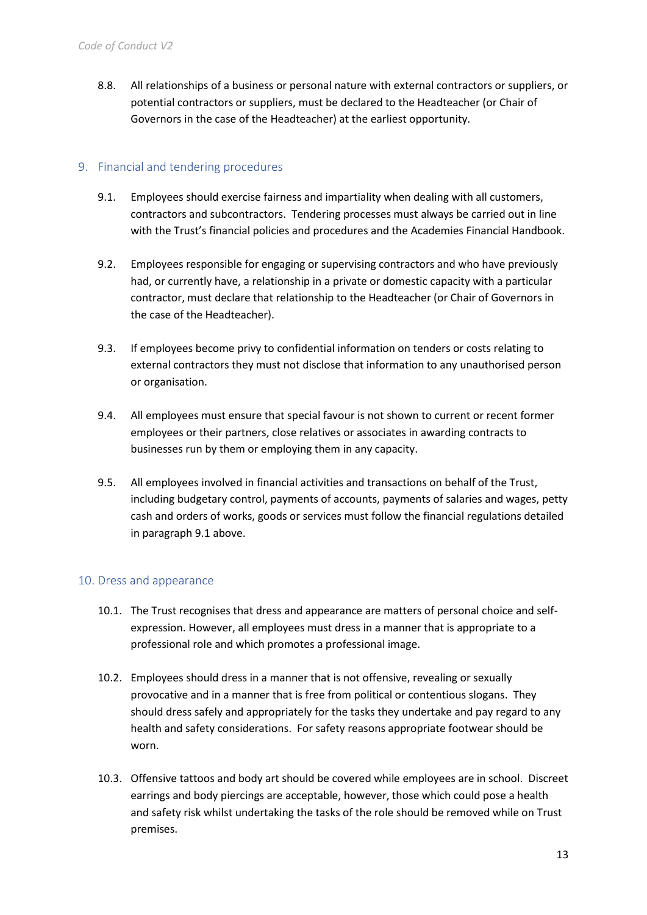8.8. All relationships of a business or personal nature with external contractors or suppliers, or potential contractors or suppliers, must be declared to the Headteacher (or Chair of Governors in the case of the Headteacher) at the earliest opportunity.

## 9. Financial and tendering procedures

9.1. Employees should exercise fairness and impartiality when dealing with all customers, contractors and subcontractors. Tendering processes must always be carried out in line with the Trust's financial policies and procedures and the Academies Financial Handbook.

9.2. Employees responsible for engaging or supervising contractors and who have previously had, or currently have, a relationship in a private or domestic capacity with a particular contractor, must declare that relationship to the Headteacher (or Chair of Governors in the case of the Headteacher).

9.3. If employees become privy to confidential information on tenders or costs relating to external contractors they must not disclose that information to any unauthorised person or organisation.

9.4. All employees must ensure that special favour is not shown to current or recent former employees or their partners, close relatives or associates in awarding contracts to businesses run by them or employing them in any capacity.

9.5. All employees involved in financial activities and transactions on behalf of the Trust, including budgetary control, payments of accounts, payments of salaries and wages, petty cash and orders of works, goods or services must follow the financial regulations detailed in paragraph 9.1 above.

## 10. Dress and appearance

10.1. The Trust recognises that dress and appearance are matters of personal choice and self-expression. However, all employees must dress in a manner that is appropriate to a professional role and which promotes a professional image.

10.2. Employees should dress in a manner that is not offensive, revealing or sexually provocative and in a manner that is free from political or contentious slogans. They should dress safely and appropriately for the tasks they undertake and pay regard to any health and safety considerations. For safety reasons appropriate footwear should be worn.

10.3. Offensive tattoos and body art should be covered while employees are in school. Discreet earrings and body piercings are acceptable, however, those which could pose a health and safety risk whilst undertaking the tasks of the role should be removed while on Trust premises.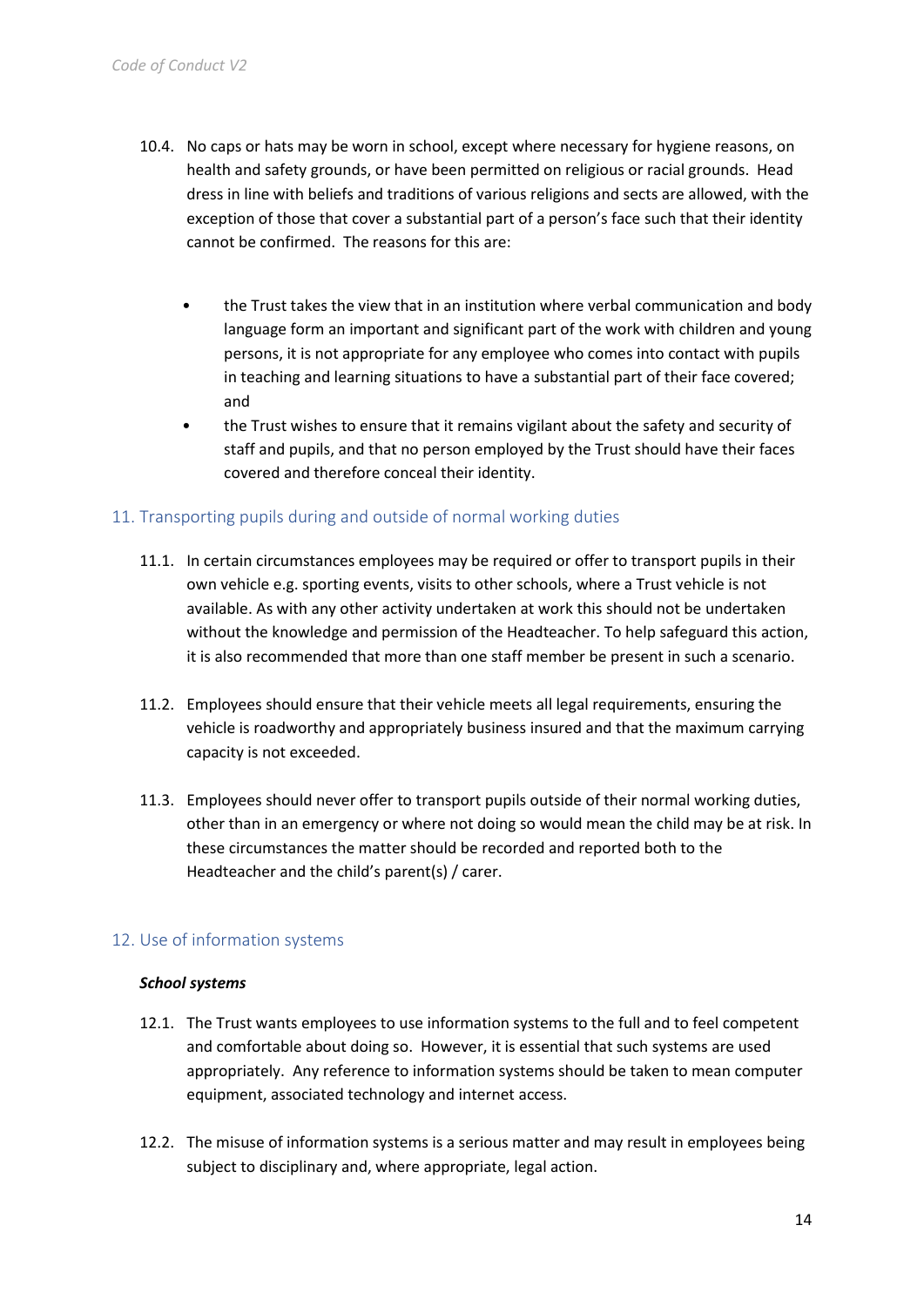10.4. No caps or hats may be worn in school, except where necessary for hygiene reasons, on health and safety grounds, or have been permitted on religious or racial grounds. Head dress in line with beliefs and traditions of various religions and sects are allowed, with the exception of those that cover a substantial part of a person's face such that their identity cannot be confirmed. The reasons for this are:

- the Trust takes the view that in an institution where verbal communication and body language form an important and significant part of the work with children and young persons, it is not appropriate for any employee who comes into contact with pupils in teaching and learning situations to have a substantial part of their face covered; and
- the Trust wishes to ensure that it remains vigilant about the safety and security of staff and pupils, and that no person employed by the Trust should have their faces covered and therefore conceal their identity.

## 11. Transporting pupils during and outside of normal working duties

11.1. In certain circumstances employees may be required or offer to transport pupils in their own vehicle e.g. sporting events, visits to other schools, where a Trust vehicle is not available. As with any other activity undertaken at work this should not be undertaken without the knowledge and permission of the Headteacher. To help safeguard this action, it is also recommended that more than one staff member be present in such a scenario.

11.2. Employees should ensure that their vehicle meets all legal requirements, ensuring the vehicle is roadworthy and appropriately business insured and that the maximum carrying capacity is not exceeded.

11.3. Employees should never offer to transport pupils outside of their normal working duties, other than in an emergency or where not doing so would mean the child may be at risk. In these circumstances the matter should be recorded and reported both to the Headteacher and the child's parent(s) / carer.

## 12. Use of information systems

***School systems***

12.1. The Trust wants employees to use information systems to the full and to feel competent and comfortable about doing so. However, it is essential that such systems are used appropriately. Any reference to information systems should be taken to mean computer equipment, associated technology and internet access.

12.2. The misuse of information systems is a serious matter and may result in employees being subject to disciplinary and, where appropriate, legal action.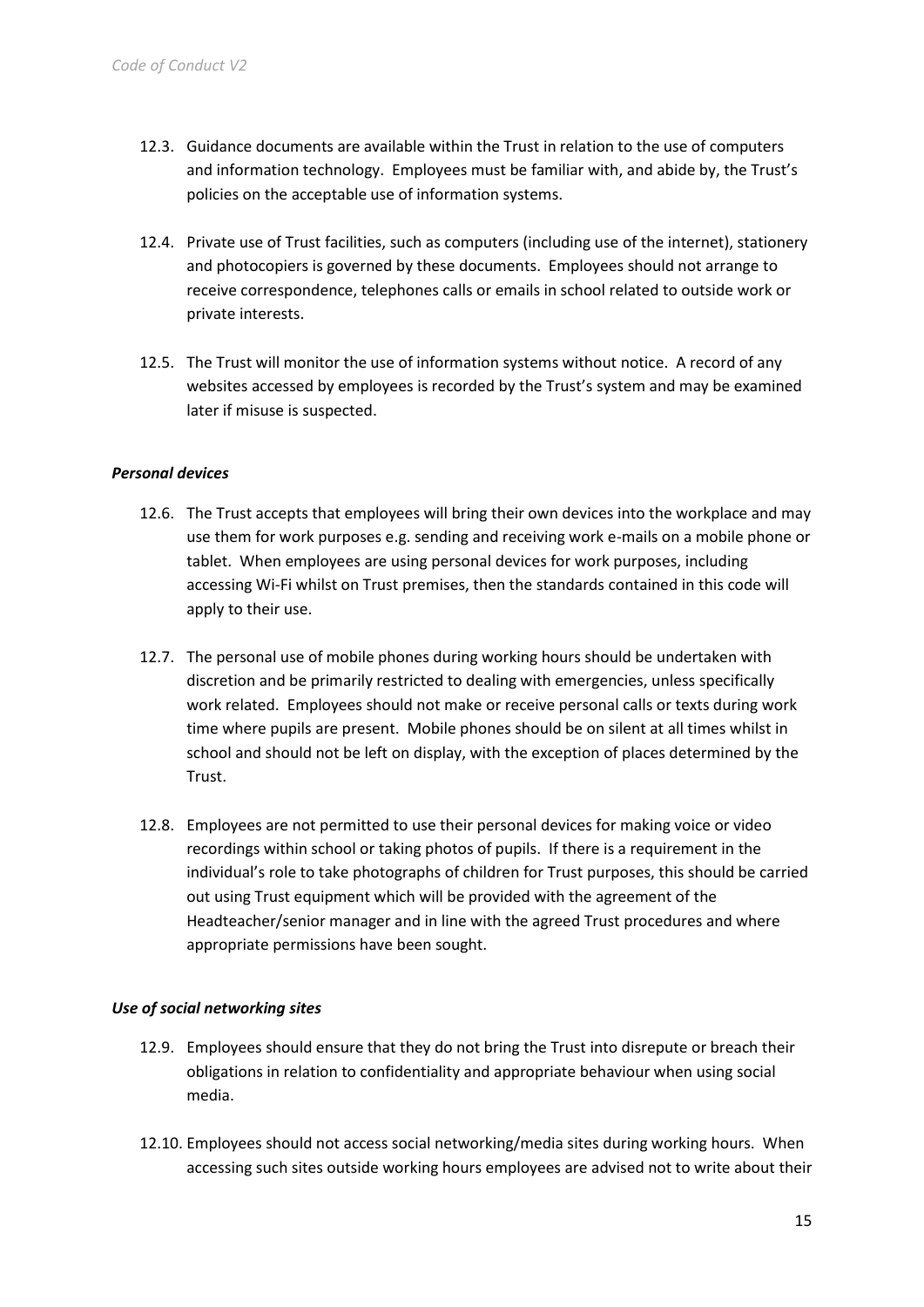12.3. Guidance documents are available within the Trust in relation to the use of computers and information technology. Employees must be familiar with, and abide by, the Trust's policies on the acceptable use of information systems.

12.4. Private use of Trust facilities, such as computers (including use of the internet), stationery and photocopiers is governed by these documents. Employees should not arrange to receive correspondence, telephones calls or emails in school related to outside work or private interests.

12.5. The Trust will monitor the use of information systems without notice. A record of any websites accessed by employees is recorded by the Trust's system and may be examined later if misuse is suspected.

***Personal devices***

12.6. The Trust accepts that employees will bring their own devices into the workplace and may use them for work purposes e.g. sending and receiving work e-mails on a mobile phone or tablet. When employees are using personal devices for work purposes, including accessing Wi-Fi whilst on Trust premises, then the standards contained in this code will apply to their use.

12.7. The personal use of mobile phones during working hours should be undertaken with discretion and be primarily restricted to dealing with emergencies, unless specifically work related. Employees should not make or receive personal calls or texts during work time where pupils are present. Mobile phones should be on silent at all times whilst in school and should not be left on display, with the exception of places determined by the Trust.

12.8. Employees are not permitted to use their personal devices for making voice or video recordings within school or taking photos of pupils. If there is a requirement in the individual's role to take photographs of children for Trust purposes, this should be carried out using Trust equipment which will be provided with the agreement of the Headteacher/senior manager and in line with the agreed Trust procedures and where appropriate permissions have been sought.

***Use of social networking sites***

12.9. Employees should ensure that they do not bring the Trust into disrepute or breach their obligations in relation to confidentiality and appropriate behaviour when using social media.

12.10. Employees should not access social networking/media sites during working hours. When accessing such sites outside working hours employees are advised not to write about their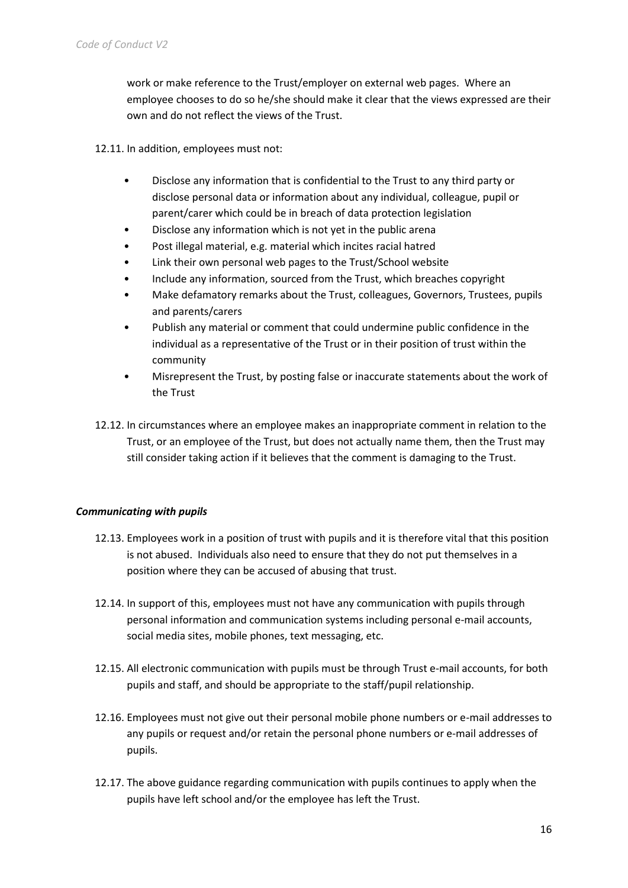work or make reference to the Trust/employer on external web pages. Where an employee chooses to do so he/she should make it clear that the views expressed are their own and do not reflect the views of the Trust.

12.11. In addition, employees must not:

- Disclose any information that is confidential to the Trust to any third party or disclose personal data or information about any individual, colleague, pupil or parent/carer which could be in breach of data protection legislation
- Disclose any information which is not yet in the public arena
- Post illegal material, e.g. material which incites racial hatred
- Link their own personal web pages to the Trust/School website
- Include any information, sourced from the Trust, which breaches copyright
- Make defamatory remarks about the Trust, colleagues, Governors, Trustees, pupils and parents/carers
- Publish any material or comment that could undermine public confidence in the individual as a representative of the Trust or in their position of trust within the community
- Misrepresent the Trust, by posting false or inaccurate statements about the work of the Trust

12.12. In circumstances where an employee makes an inappropriate comment in relation to the Trust, or an employee of the Trust, but does not actually name them, then the Trust may still consider taking action if it believes that the comment is damaging to the Trust.

***Communicating with pupils***

12.13. Employees work in a position of trust with pupils and it is therefore vital that this position is not abused. Individuals also need to ensure that they do not put themselves in a position where they can be accused of abusing that trust.

12.14. In support of this, employees must not have any communication with pupils through personal information and communication systems including personal e-mail accounts, social media sites, mobile phones, text messaging, etc.

12.15. All electronic communication with pupils must be through Trust e-mail accounts, for both pupils and staff, and should be appropriate to the staff/pupil relationship.

12.16. Employees must not give out their personal mobile phone numbers or e-mail addresses to any pupils or request and/or retain the personal phone numbers or e-mail addresses of pupils.

12.17. The above guidance regarding communication with pupils continues to apply when the pupils have left school and/or the employee has left the Trust.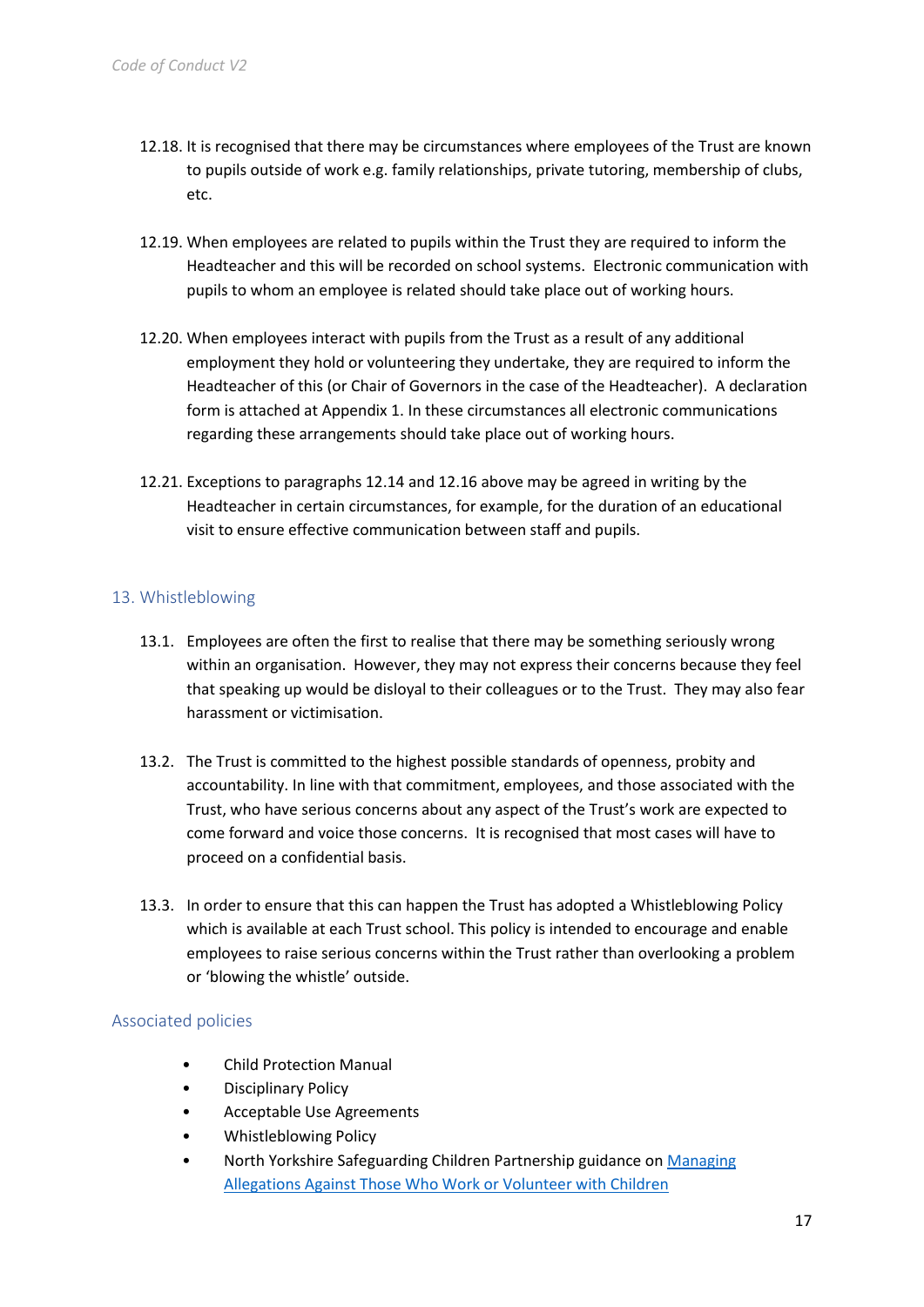12.18. It is recognised that there may be circumstances where employees of the Trust are known to pupils outside of work e.g. family relationships, private tutoring, membership of clubs, etc.

12.19. When employees are related to pupils within the Trust they are required to inform the Headteacher and this will be recorded on school systems. Electronic communication with pupils to whom an employee is related should take place out of working hours.

12.20. When employees interact with pupils from the Trust as a result of any additional employment they hold or volunteering they undertake, they are required to inform the Headteacher of this (or Chair of Governors in the case of the Headteacher). A declaration form is attached at Appendix 1. In these circumstances all electronic communications regarding these arrangements should take place out of working hours.

12.21. Exceptions to paragraphs 12.14 and 12.16 above may be agreed in writing by the Headteacher in certain circumstances, for example, for the duration of an educational visit to ensure effective communication between staff and pupils.

## 13. Whistleblowing

13.1. Employees are often the first to realise that there may be something seriously wrong within an organisation. However, they may not express their concerns because they feel that speaking up would be disloyal to their colleagues or to the Trust. They may also fear harassment or victimisation.

13.2. The Trust is committed to the highest possible standards of openness, probity and accountability. In line with that commitment, employees, and those associated with the Trust, who have serious concerns about any aspect of the Trust's work are expected to come forward and voice those concerns. It is recognised that most cases will have to proceed on a confidential basis.

13.3. In order to ensure that this can happen the Trust has adopted a Whistleblowing Policy which is available at each Trust school. This policy is intended to encourage and enable employees to raise serious concerns within the Trust rather than overlooking a problem or 'blowing the whistle' outside.

## Associated policies

- Child Protection Manual
- Disciplinary Policy
- Acceptable Use Agreements
- Whistleblowing Policy
- North Yorkshire Safeguarding Children Partnership guidance on Managing Allegations Against Those Who Work or Volunteer with Children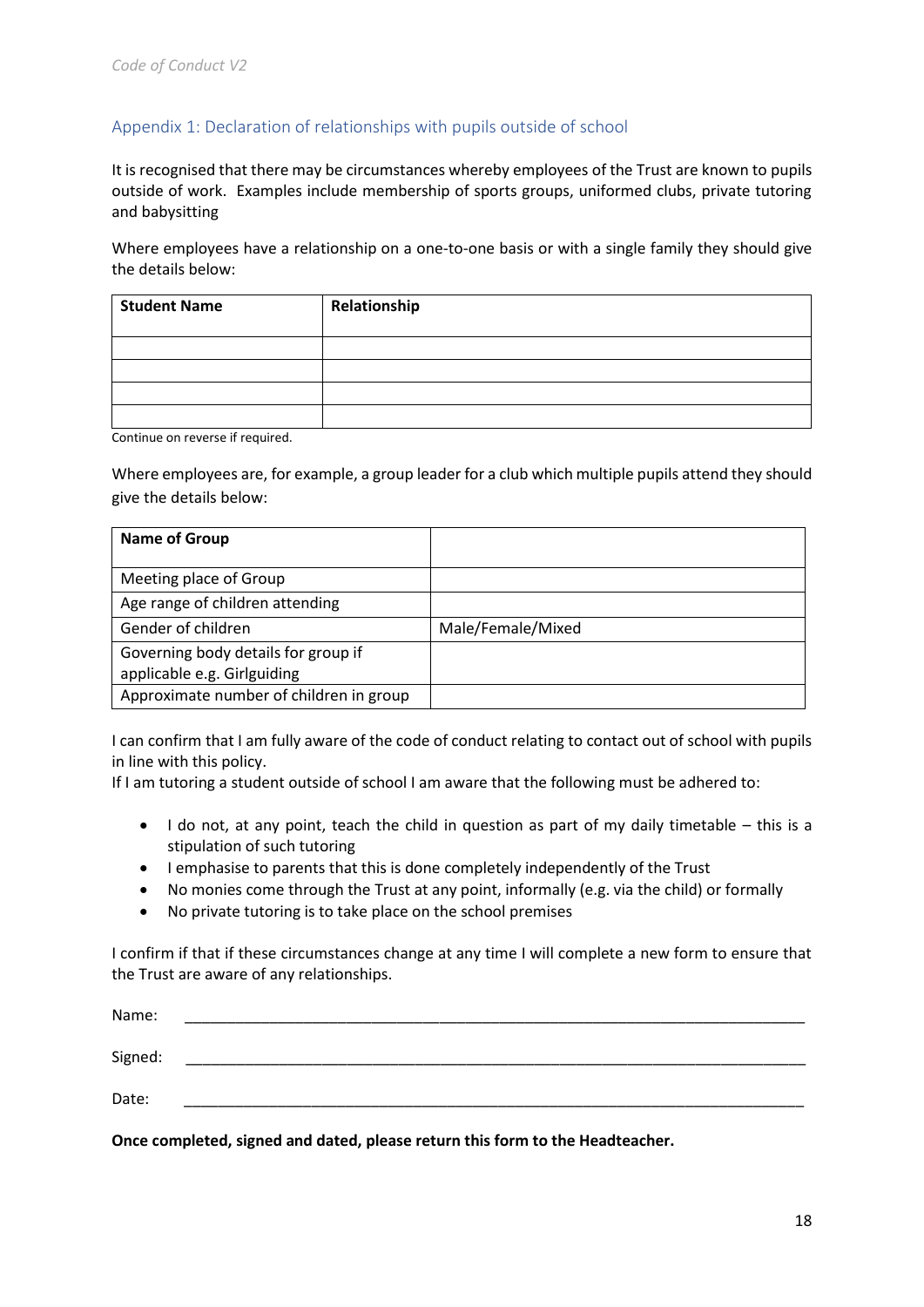## Appendix 1: Declaration of relationships with pupils outside of school

It is recognised that there may be circumstances whereby employees of the Trust are known to pupils outside of work. Examples include membership of sports groups, uniformed clubs, private tutoring and babysitting

Where employees have a relationship on a one-to-one basis or with a single family they should give the details below:

| Student Name | Relationship |
|---|---|
| | |
| | |
| | |
| | |

Continue on reverse if required.

Where employees are, for example, a group leader for a club which multiple pupils attend they should give the details below:

| **Name of Group** | |
|---|---|
| Meeting place of Group | |
| Age range of children attending | |
| Gender of children | Male/Female/Mixed |
| Governing body details for group if applicable e.g. Girlguiding | |
| Approximate number of children in group | |

I can confirm that I am fully aware of the code of conduct relating to contact out of school with pupils in line with this policy.
If I am tutoring a student outside of school I am aware that the following must be adhered to:

- I do not, at any point, teach the child in question as part of my daily timetable – this is a stipulation of such tutoring
- I emphasise to parents that this is done completely independently of the Trust
- No monies come through the Trust at any point, informally (e.g. via the child) or formally
- No private tutoring is to take place on the school premises

I confirm if that if these circumstances change at any time I will complete a new form to ensure that the Trust are aware of any relationships.

Name: \_\_\_\_\_\_\_\_\_\_\_\_\_\_\_\_\_\_\_\_\_\_\_\_\_\_\_\_\_\_\_\_\_\_\_\_\_\_\_\_

Signed: \_\_\_\_\_\_\_\_\_\_\_\_\_\_\_\_\_\_\_\_\_\_\_\_\_\_\_\_\_\_\_\_\_\_\_\_\_\_\_\_

Date: \_\_\_\_\_\_\_\_\_\_\_\_\_\_\_\_\_\_\_\_\_\_\_\_\_\_\_\_\_\_\_\_\_\_\_\_\_\_\_\_

**Once completed, signed and dated, please return this form to the Headteacher.**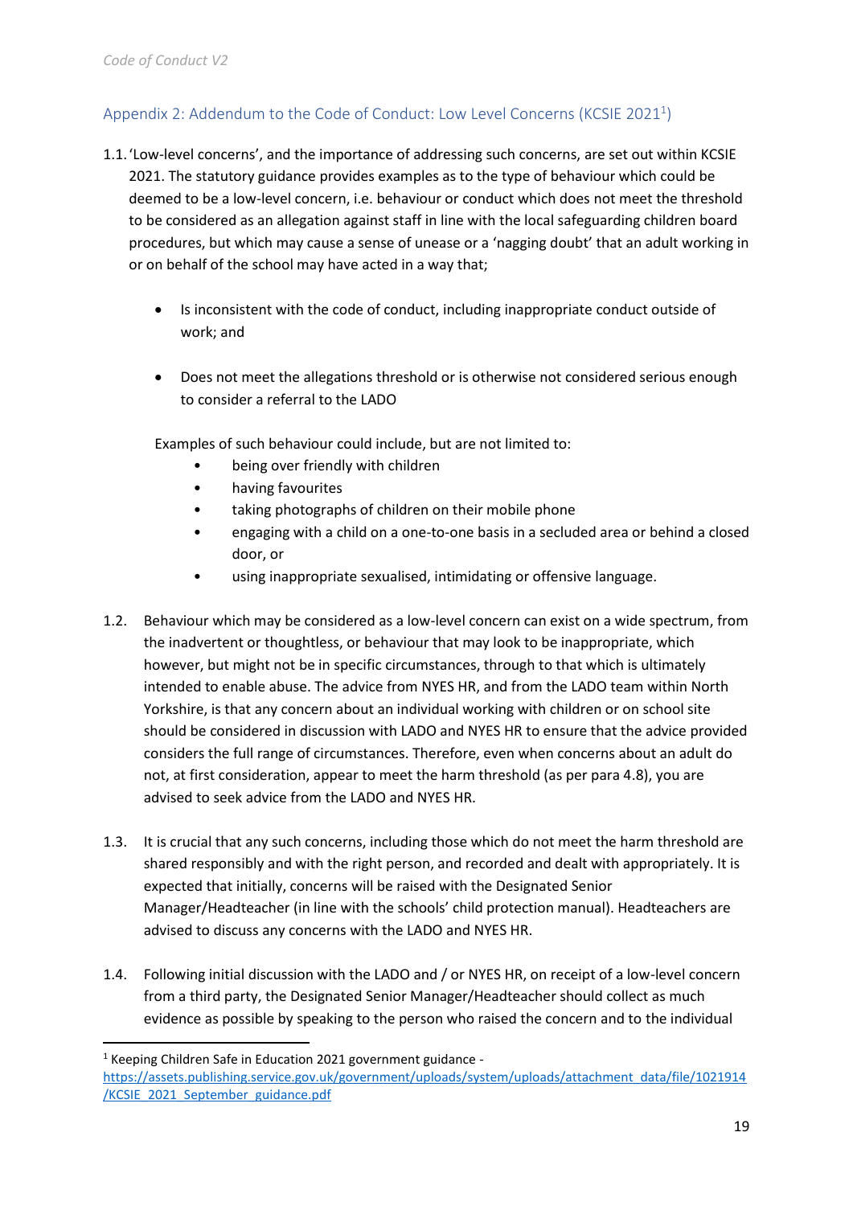## Appendix 2: Addendum to the Code of Conduct: Low Level Concerns (KCSIE 2021[1])

1.1. 'Low-level concerns', and the importance of addressing such concerns, are set out within KCSIE 2021. The statutory guidance provides examples as to the type of behaviour which could be deemed to be a low-level concern, i.e. behaviour or conduct which does not meet the threshold to be considered as an allegation against staff in line with the local safeguarding children board procedures, but which may cause a sense of unease or a 'nagging doubt' that an adult working in or on behalf of the school may have acted in a way that;

- Is inconsistent with the code of conduct, including inappropriate conduct outside of work; and
- Does not meet the allegations threshold or is otherwise not considered serious enough to consider a referral to the LADO

Examples of such behaviour could include, but are not limited to:

- being over friendly with children
- having favourites
- taking photographs of children on their mobile phone
- engaging with a child on a one-to-one basis in a secluded area or behind a closed door, or
- using inappropriate sexualised, intimidating or offensive language.

1.2. Behaviour which may be considered as a low-level concern can exist on a wide spectrum, from the inadvertent or thoughtless, or behaviour that may look to be inappropriate, which however, but might not be in specific circumstances, through to that which is ultimately intended to enable abuse. The advice from NYES HR, and from the LADO team within North Yorkshire, is that any concern about an individual working with children or on school site should be considered in discussion with LADO and NYES HR to ensure that the advice provided considers the full range of circumstances. Therefore, even when concerns about an adult do not, at first consideration, appear to meet the harm threshold (as per para 4.8), you are advised to seek advice from the LADO and NYES HR.

1.3. It is crucial that any such concerns, including those which do not meet the harm threshold are shared responsibly and with the right person, and recorded and dealt with appropriately. It is expected that initially, concerns will be raised with the Designated Senior Manager/Headteacher (in line with the schools' child protection manual). Headteachers are advised to discuss any concerns with the LADO and NYES HR.

1.4. Following initial discussion with the LADO and / or NYES HR, on receipt of a low-level concern from a third party, the Designated Senior Manager/Headteacher should collect as much evidence as possible by speaking to the person who raised the concern and to the individual

[1] Keeping Children Safe in Education 2021 government guidance - https://assets.publishing.service.gov.uk/government/uploads/system/uploads/attachment_data/file/1021914/KCSIE_2021_September_guidance.pdf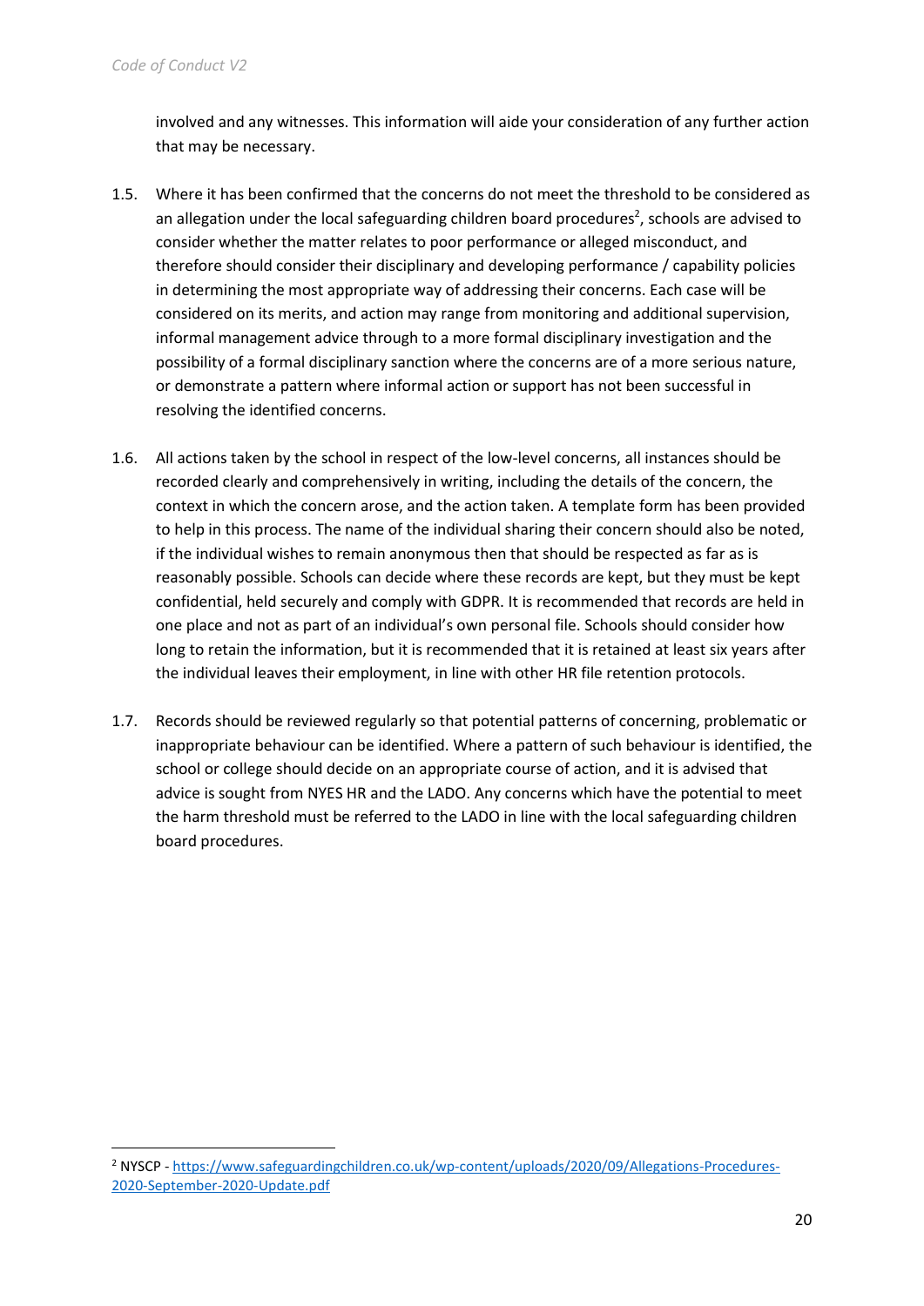involved and any witnesses. This information will aide your consideration of any further action that may be necessary.

1.5. Where it has been confirmed that the concerns do not meet the threshold to be considered as an allegation under the local safeguarding children board procedures[2], schools are advised to consider whether the matter relates to poor performance or alleged misconduct, and therefore should consider their disciplinary and developing performance / capability policies in determining the most appropriate way of addressing their concerns. Each case will be considered on its merits, and action may range from monitoring and additional supervision, informal management advice through to a more formal disciplinary investigation and the possibility of a formal disciplinary sanction where the concerns are of a more serious nature, or demonstrate a pattern where informal action or support has not been successful in resolving the identified concerns.

1.6. All actions taken by the school in respect of the low-level concerns, all instances should be recorded clearly and comprehensively in writing, including the details of the concern, the context in which the concern arose, and the action taken. A template form has been provided to help in this process. The name of the individual sharing their concern should also be noted, if the individual wishes to remain anonymous then that should be respected as far as is reasonably possible. Schools can decide where these records are kept, but they must be kept confidential, held securely and comply with GDPR. It is recommended that records are held in one place and not as part of an individual's own personal file. Schools should consider how long to retain the information, but it is recommended that it is retained at least six years after the individual leaves their employment, in line with other HR file retention protocols.

1.7. Records should be reviewed regularly so that potential patterns of concerning, problematic or inappropriate behaviour can be identified. Where a pattern of such behaviour is identified, the school or college should decide on an appropriate course of action, and it is advised that advice is sought from NYES HR and the LADO. Any concerns which have the potential to meet the harm threshold must be referred to the LADO in line with the local safeguarding children board procedures.

---

[2] NYSCP - https://www.safeguardingchildren.co.uk/wp-content/uploads/2020/09/Allegations-Procedures-2020-September-2020-Update.pdf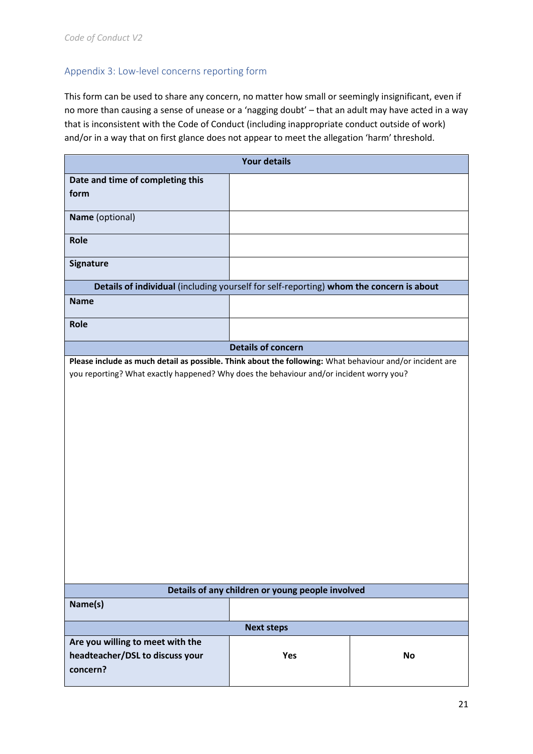## Appendix 3: Low-level concerns reporting form

This form can be used to share any concern, no matter how small or seemingly insignificant, even if no more than causing a sense of unease or a 'nagging doubt' – that an adult may have acted in a way that is inconsistent with the Code of Conduct (including inappropriate conduct outside of work) and/or in a way that on first glance does not appear to meet the allegation 'harm' threshold.

| **Your details** | | |
|---|---|---|
| **Date and time of completing this form** | | |
| **Name** (optional) | | |
| **Role** | | |
| **Signature** | | |
| **Details of individual** (including yourself for self-reporting) **whom the concern is about** | | |
| **Name** | | |
| **Role** | | |
| **Details of concern** | | |
| **Please include as much detail as possible. Think about the following:** What behaviour and/or incident are you reporting? What exactly happened? Why does the behaviour and/or incident worry you? | | |
| **Details of any children or young people involved** | | |
| **Name(s)** | | |
| **Next steps** | | |
| **Are you willing to meet with the headteacher/DSL to discuss your concern?** | **Yes** | **No** |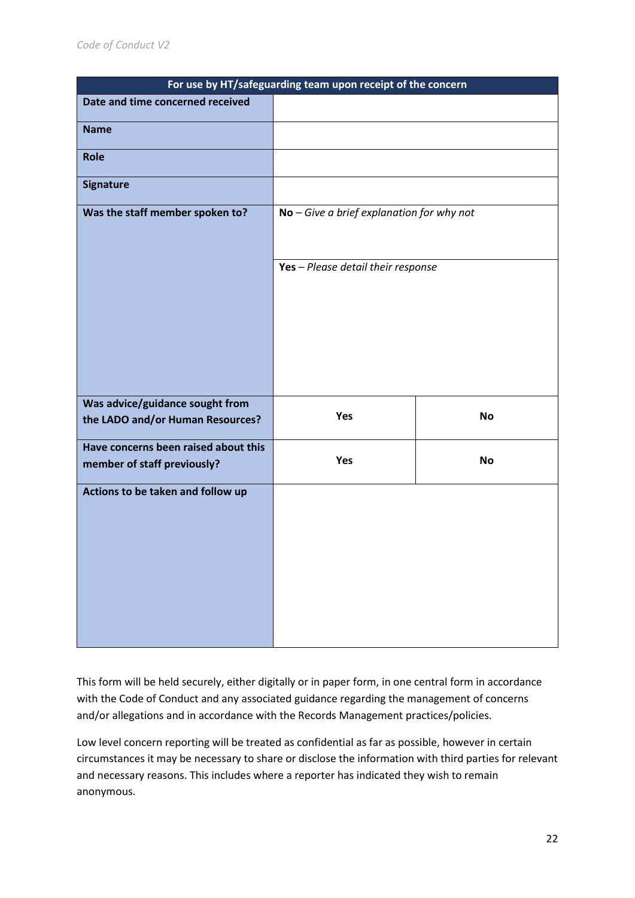| For use by HT/safeguarding team upon receipt of the concern | | |
|---|---|---|
| **Date and time concerned received** | | |
| **Name** | | |
| **Role** | | |
| **Signature** | | |
| **Was the staff member spoken to?** | **No** – *Give a brief explanation for why not* | |
| | **Yes** – *Please detail their response* | |
| **Was advice/guidance sought from the LADO and/or Human Resources?** | **Yes** | **No** |
| **Have concerns been raised about this member of staff previously?** | **Yes** | **No** |
| **Actions to be taken and follow up** | | |

This form will be held securely, either digitally or in paper form, in one central form in accordance with the Code of Conduct and any associated guidance regarding the management of concerns and/or allegations and in accordance with the Records Management practices/policies.

Low level concern reporting will be treated as confidential as far as possible, however in certain circumstances it may be necessary to share or disclose the information with third parties for relevant and necessary reasons. This includes where a reporter has indicated they wish to remain anonymous.